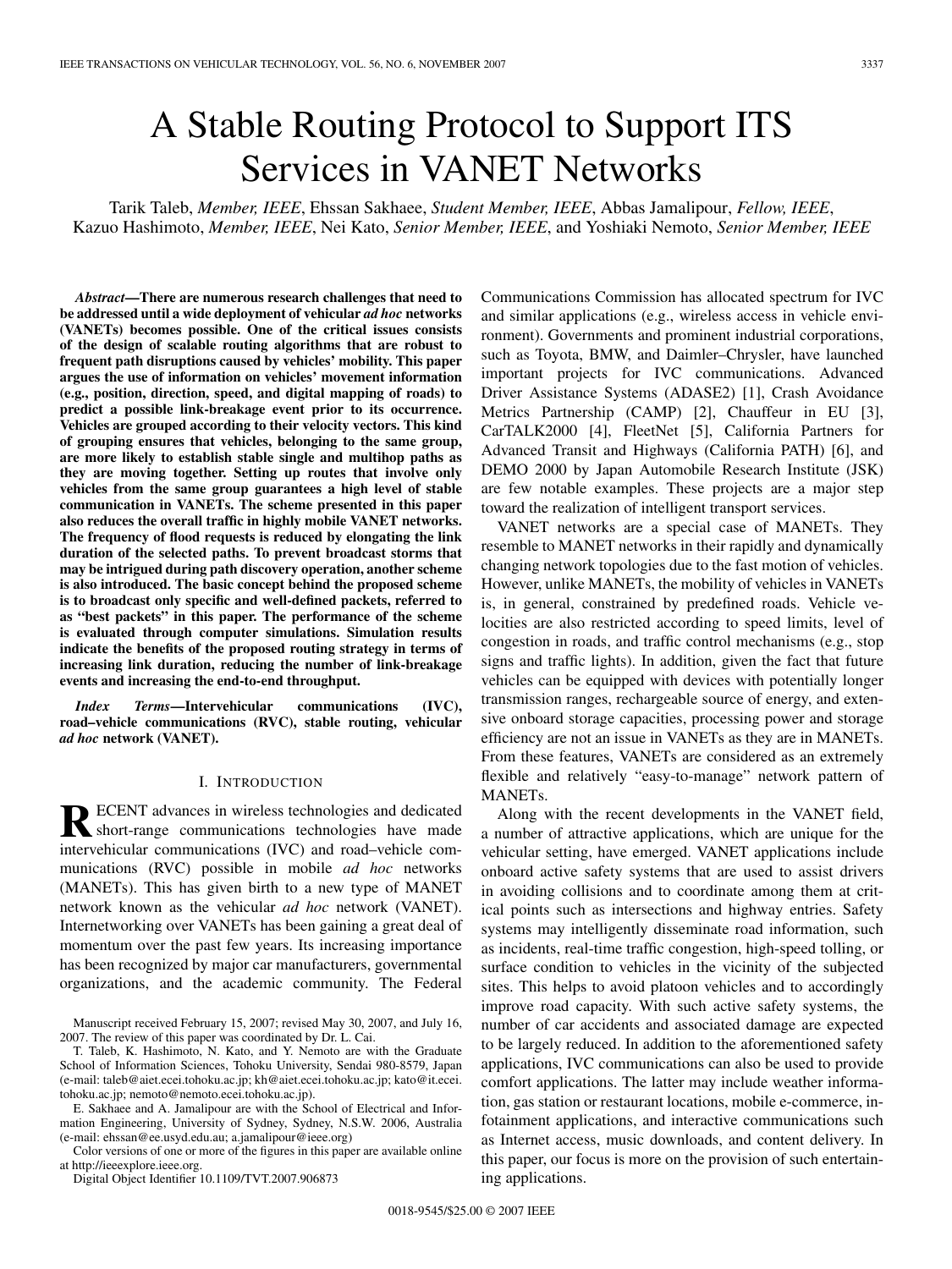# A Stable Routing Protocol to Support ITS Services in VANET Networks

Tarik Taleb, *Member, IEEE*, Ehssan Sakhaee, *Student Member, IEEE*, Abbas Jamalipour, *Fellow, IEEE*, Kazuo Hashimoto, *Member, IEEE*, Nei Kato, *Senior Member, IEEE*, and Yoshiaki Nemoto, *Senior Member, IEEE*

***Abstract*—There are numerous research challenges that need to be addressed until a wide deployment of vehicular *ad hoc* networks (VANETs) becomes possible. One of the critical issues consists of the design of scalable routing algorithms that are robust to frequent path disruptions caused by vehicles' mobility. This paper argues the use of information on vehicles' movement information (e.g., position, direction, speed, and digital mapping of roads) to predict a possible link-breakage event prior to its occurrence. Vehicles are grouped according to their velocity vectors. This kind of grouping ensures that vehicles, belonging to the same group, are more likely to establish stable single and multihop paths as they are moving together. Setting up routes that involve only vehicles from the same group guarantees a high level of stable communication in VANETs. The scheme presented in this paper also reduces the overall traffic in highly mobile VANET networks. The frequency of flood requests is reduced by elongating the link duration of the selected paths. To prevent broadcast storms that may be intrigued during path discovery operation, another scheme is also introduced. The basic concept behind the proposed scheme is to broadcast only specific and well-defined packets, referred to as "best packets" in this paper. The performance of the scheme is evaluated through computer simulations. Simulation results indicate the benefits of the proposed routing strategy in terms of increasing link duration, reducing the number of link-breakage events and increasing the end-to-end throughput.**

***Index Terms*—Intervehicular communications (IVC), road–vehicle communications (RVC), stable routing, vehicular *ad hoc* network (VANET).**

## I. Introduction

RECENT advances in wireless technologies and dedicated short-range communications technologies have made intervehicular communications (IVC) and road–vehicle communications (RVC) possible in mobile *ad hoc* networks (MANETs). This has given birth to a new type of MANET network known as the vehicular *ad hoc* network (VANET). Internetworking over VANETs has been gaining a great deal of momentum over the past few years. Its increasing importance has been recognized by major car manufacturers, governmental organizations, and the academic community. The Federal Communications Commission has allocated spectrum for IVC and similar applications (e.g., wireless access in vehicle environment). Governments and prominent industrial corporations, such as Toyota, BMW, and Daimler–Chrysler, have launched important projects for IVC communications. Advanced Driver Assistance Systems (ADASE2) [1], Crash Avoidance Metrics Partnership (CAMP) [2], Chauffeur in EU [3], CarTALK2000 [4], FleetNet [5], California Partners for Advanced Transit and Highways (California PATH) [6], and DEMO 2000 by Japan Automobile Research Institute (JSK) are few notable examples. These projects are a major step toward the realization of intelligent transport services.

VANET networks are a special case of MANETs. They resemble to MANET networks in their rapidly and dynamically changing network topologies due to the fast motion of vehicles. However, unlike MANETs, the mobility of vehicles in VANETs is, in general, constrained by predefined roads. Vehicle velocities are also restricted according to speed limits, level of congestion in roads, and traffic control mechanisms (e.g., stop signs and traffic lights). In addition, given the fact that future vehicles can be equipped with devices with potentially longer transmission ranges, rechargeable source of energy, and extensive onboard storage capacities, processing power and storage efficiency are not an issue in VANETs as they are in MANETs. From these features, VANETs are considered as an extremely flexible and relatively "easy-to-manage" network pattern of MANETs.

Along with the recent developments in the VANET field, a number of attractive applications, which are unique for the vehicular setting, have emerged. VANET applications include onboard active safety systems that are used to assist drivers in avoiding collisions and to coordinate among them at critical points such as intersections and highway entries. Safety systems may intelligently disseminate road information, such as incidents, real-time traffic congestion, high-speed tolling, or surface condition to vehicles in the vicinity of the subjected sites. This helps to avoid platoon vehicles and to accordingly improve road capacity. With such active safety systems, the number of car accidents and associated damage are expected to be largely reduced. In addition to the aforementioned safety applications, IVC communications can also be used to provide comfort applications. The latter may include weather information, gas station or restaurant locations, mobile e-commerce, infotainment applications, and interactive communications such as Internet access, music downloads, and content delivery. In this paper, our focus is more on the provision of such entertaining applications.

Manuscript received February 15, 2007; revised May 30, 2007, and July 16, 2007. The review of this paper was coordinated by Dr. L. Cai.

T. Taleb, K. Hashimoto, N. Kato, and Y. Nemoto are with the Graduate School of Information Sciences, Tohoku University, Sendai 980-8579, Japan (e-mail: taleb@aiet.ecei.tohoku.ac.jp; kh@aiet.ecei.tohoku.ac.jp; kato@it.ecei.tohoku.ac.jp; nemoto@nemoto.ecei.tohoku.ac.jp).

E. Sakhaee and A. Jamalipour are with the School of Electrical and Information Engineering, University of Sydney, Sydney, N.S.W. 2006, Australia (e-mail: ehssan@ee.usyd.edu.au; a.jamalipour@ieee.org)

Color versions of one or more of the figures in this paper are available online at http://ieeexplore.ieee.org.

Digital Object Identifier 10.1109/TVT.2007.906873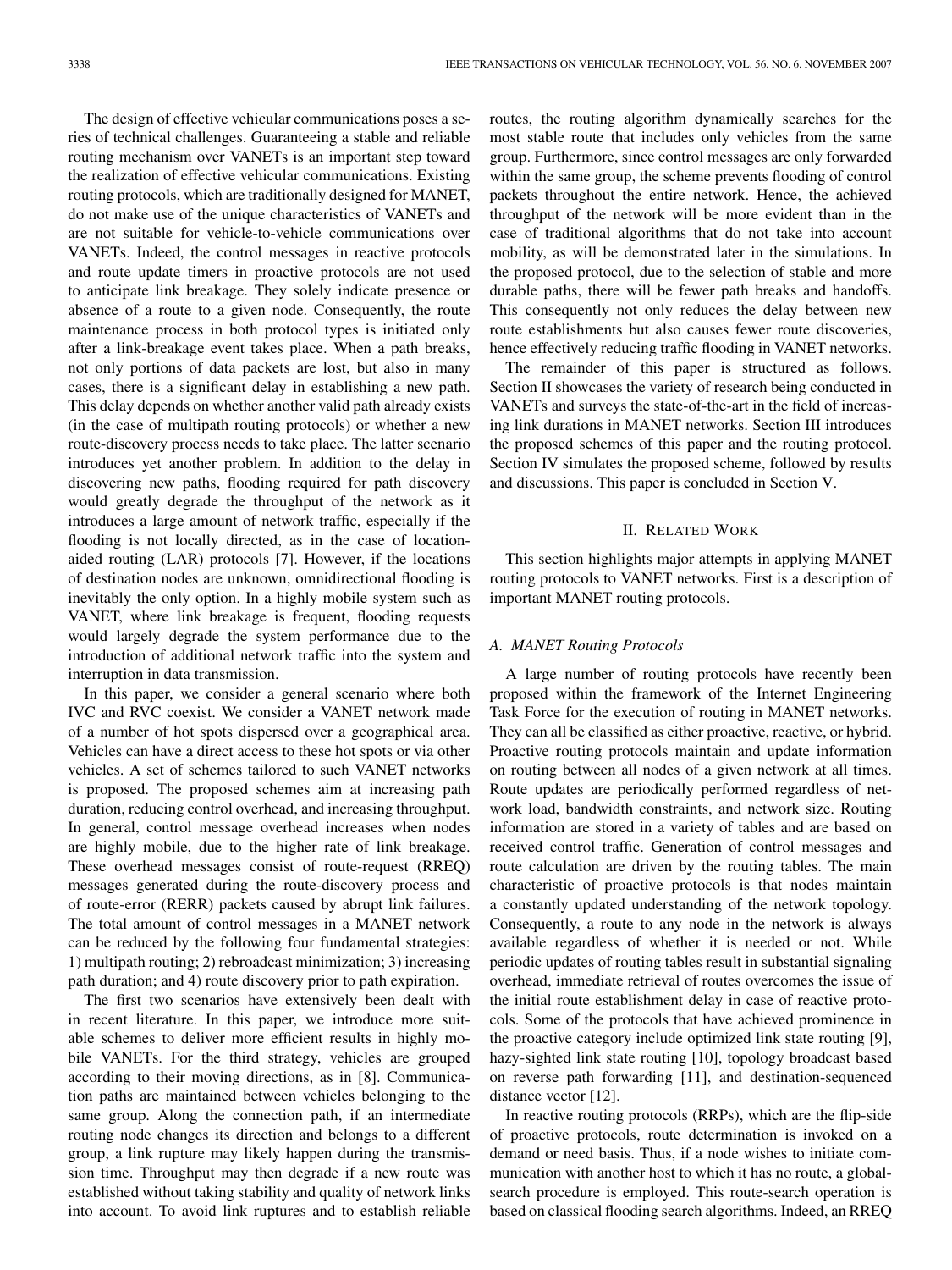The design of effective vehicular communications poses a series of technical challenges. Guaranteeing a stable and reliable routing mechanism over VANETs is an important step toward the realization of effective vehicular communications. Existing routing protocols, which are traditionally designed for MANET, do not make use of the unique characteristics of VANETs and are not suitable for vehicle-to-vehicle communications over VANETs. Indeed, the control messages in reactive protocols and route update timers in proactive protocols are not used to anticipate link breakage. They solely indicate presence or absence of a route to a given node. Consequently, the route maintenance process in both protocol types is initiated only after a link-breakage event takes place. When a path breaks, not only portions of data packets are lost, but also in many cases, there is a significant delay in establishing a new path. This delay depends on whether another valid path already exists (in the case of multipath routing protocols) or whether a new route-discovery process needs to take place. The latter scenario introduces yet another problem. In addition to the delay in discovering new paths, flooding required for path discovery would greatly degrade the throughput of the network as it introduces a large amount of network traffic, especially if the flooding is not locally directed, as in the case of location-aided routing (LAR) protocols [7]. However, if the locations of destination nodes are unknown, omnidirectional flooding is inevitably the only option. In a highly mobile system such as VANET, where link breakage is frequent, flooding requests would largely degrade the system performance due to the introduction of additional network traffic into the system and interruption in data transmission.

In this paper, we consider a general scenario where both IVC and RVC coexist. We consider a VANET network made of a number of hot spots dispersed over a geographical area. Vehicles can have a direct access to these hot spots or via other vehicles. A set of schemes tailored to such VANET networks is proposed. The proposed schemes aim at increasing path duration, reducing control overhead, and increasing throughput. In general, control message overhead increases when nodes are highly mobile, due to the higher rate of link breakage. These overhead messages consist of route-request (RREQ) messages generated during the route-discovery process and of route-error (RERR) packets caused by abrupt link failures. The total amount of control messages in a MANET network can be reduced by the following four fundamental strategies: 1) multipath routing; 2) rebroadcast minimization; 3) increasing path duration; and 4) route discovery prior to path expiration.

The first two scenarios have extensively been dealt with in recent literature. In this paper, we introduce more suitable schemes to deliver more efficient results in highly mobile VANETs. For the third strategy, vehicles are grouped according to their moving directions, as in [8]. Communication paths are maintained between vehicles belonging to the same group. Along the connection path, if an intermediate routing node changes its direction and belongs to a different group, a link rupture may likely happen during the transmission time. Throughput may then degrade if a new route was established without taking stability and quality of network links into account. To avoid link ruptures and to establish reliable routes, the routing algorithm dynamically searches for the most stable route that includes only vehicles from the same group. Furthermore, since control messages are only forwarded within the same group, the scheme prevents flooding of control packets throughout the entire network. Hence, the achieved throughput of the network will be more evident than in the case of traditional algorithms that do not take into account mobility, as will be demonstrated later in the simulations. In the proposed protocol, due to the selection of stable and more durable paths, there will be fewer path breaks and handoffs. This consequently not only reduces the delay between new route establishments but also causes fewer route discoveries, hence effectively reducing traffic flooding in VANET networks.

The remainder of this paper is structured as follows. Section II showcases the variety of research being conducted in VANETs and surveys the state-of-the-art in the field of increasing link durations in MANET networks. Section III introduces the proposed schemes of this paper and the routing protocol. Section IV simulates the proposed scheme, followed by results and discussions. This paper is concluded in Section V.

## II. Related Work

This section highlights major attempts in applying MANET routing protocols to VANET networks. First is a description of important MANET routing protocols.

### *A. MANET Routing Protocols*

A large number of routing protocols have recently been proposed within the framework of the Internet Engineering Task Force for the execution of routing in MANET networks. They can all be classified as either proactive, reactive, or hybrid. Proactive routing protocols maintain and update information on routing between all nodes of a given network at all times. Route updates are periodically performed regardless of network load, bandwidth constraints, and network size. Routing information are stored in a variety of tables and are based on received control traffic. Generation of control messages and route calculation are driven by the routing tables. The main characteristic of proactive protocols is that nodes maintain a constantly updated understanding of the network topology. Consequently, a route to any node in the network is always available regardless of whether it is needed or not. While periodic updates of routing tables result in substantial signaling overhead, immediate retrieval of routes overcomes the issue of the initial route establishment delay in case of reactive protocols. Some of the protocols that have achieved prominence in the proactive category include optimized link state routing [9], hazy-sighted link state routing [10], topology broadcast based on reverse path forwarding [11], and destination-sequenced distance vector [12].

In reactive routing protocols (RRPs), which are the flip-side of proactive protocols, route determination is invoked on a demand or need basis. Thus, if a node wishes to initiate communication with another host to which it has no route, a global-search procedure is employed. This route-search operation is based on classical flooding search algorithms. Indeed, an RREQ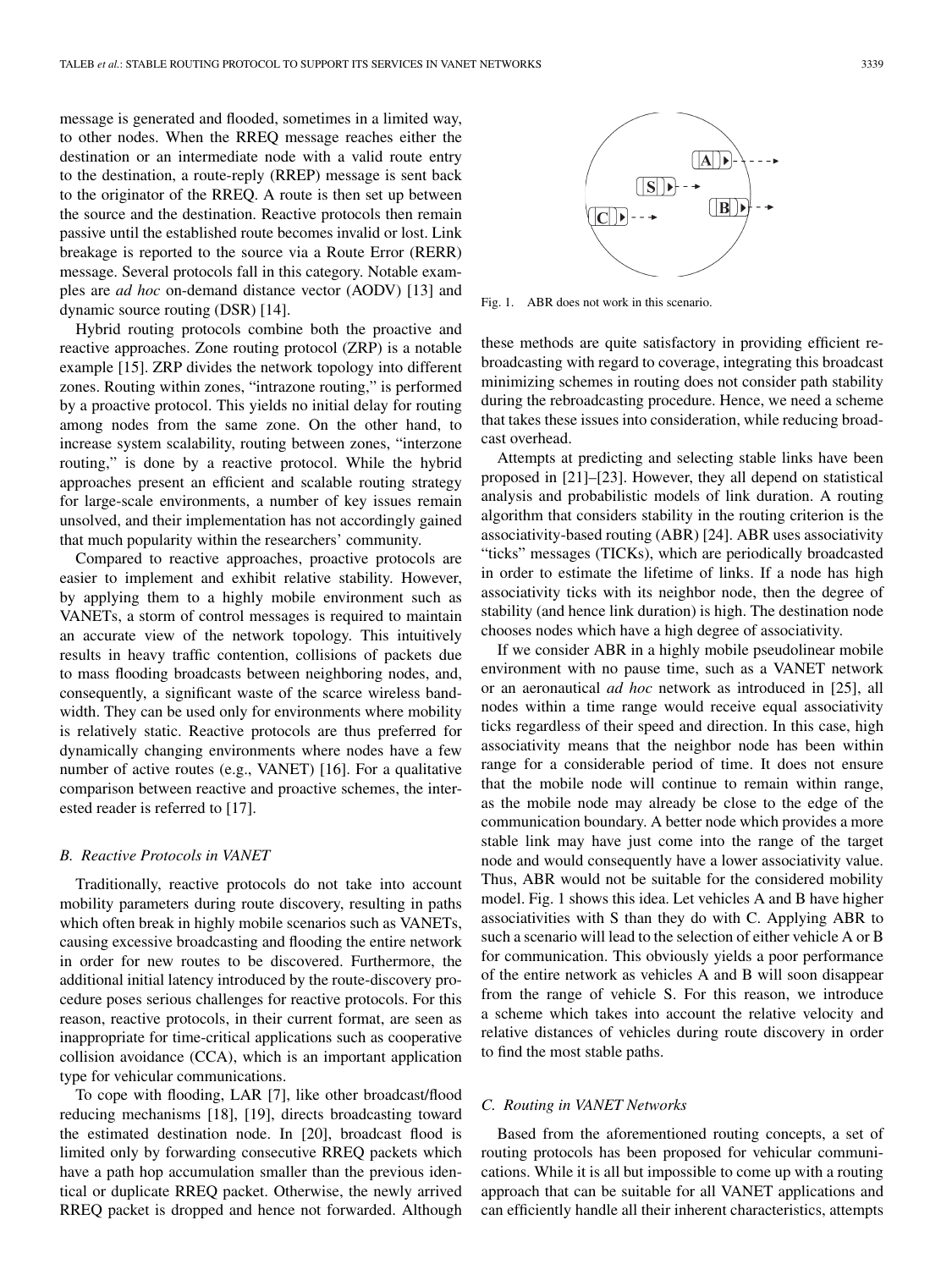message is generated and flooded, sometimes in a limited way, to other nodes. When the RREQ message reaches either the destination or an intermediate node with a valid route entry to the destination, a route-reply (RREP) message is sent back to the originator of the RREQ. A route is then set up between the source and the destination. Reactive protocols then remain passive until the established route becomes invalid or lost. Link breakage is reported to the source via a Route Error (RERR) message. Several protocols fall in this category. Notable examples are *ad hoc* on-demand distance vector (AODV) [13] and dynamic source routing (DSR) [14].

Hybrid routing protocols combine both the proactive and reactive approaches. Zone routing protocol (ZRP) is a notable example [15]. ZRP divides the network topology into different zones. Routing within zones, "intrazone routing," is performed by a proactive protocol. This yields no initial delay for routing among nodes from the same zone. On the other hand, to increase system scalability, routing between zones, "interzone routing," is done by a reactive protocol. While the hybrid approaches present an efficient and scalable routing strategy for large-scale environments, a number of key issues remain unsolved, and their implementation has not accordingly gained that much popularity within the researchers' community.

Compared to reactive approaches, proactive protocols are easier to implement and exhibit relative stability. However, by applying them to a highly mobile environment such as VANETs, a storm of control messages is required to maintain an accurate view of the network topology. This intuitively results in heavy traffic contention, collisions of packets due to mass flooding broadcasts between neighboring nodes, and, consequently, a significant waste of the scarce wireless bandwidth. They can be used only for environments where mobility is relatively static. Reactive protocols are thus preferred for dynamically changing environments where nodes have a few number of active routes (e.g., VANET) [16]. For a qualitative comparison between reactive and proactive schemes, the interested reader is referred to [17].

### B. Reactive Protocols in VANET

Traditionally, reactive protocols do not take into account mobility parameters during route discovery, resulting in paths which often break in highly mobile scenarios such as VANETs, causing excessive broadcasting and flooding the entire network in order for new routes to be discovered. Furthermore, the additional initial latency introduced by the route-discovery procedure poses serious challenges for reactive protocols. For this reason, reactive protocols, in their current format, are seen as inappropriate for time-critical applications such as cooperative collision avoidance (CCA), which is an important application type for vehicular communications.

To cope with flooding, LAR [7], like other broadcast/flood reducing mechanisms [18], [19], directs broadcasting toward the estimated destination node. In [20], broadcast flood is limited only by forwarding consecutive RREQ packets which have a path hop accumulation smaller than the previous identical or duplicate RREQ packet. Otherwise, the newly arrived RREQ packet is dropped and hence not forwarded. Although these methods are quite satisfactory in providing efficient rebroadcasting with regard to coverage, integrating this broadcast minimizing schemes in routing does not consider path stability during the rebroadcasting procedure. Hence, we need a scheme that takes these issues into consideration, while reducing broadcast overhead.

Fig. 1. ABR does not work in this scenario.

Attempts at predicting and selecting stable links have been proposed in [21]–[23]. However, they all depend on statistical analysis and probabilistic models of link duration. A routing algorithm that considers stability in the routing criterion is the associativity-based routing (ABR) [24]. ABR uses associativity "ticks" messages (TICKs), which are periodically broadcasted in order to estimate the lifetime of links. If a node has high associativity ticks with its neighbor node, then the degree of stability (and hence link duration) is high. The destination node chooses nodes which have a high degree of associativity.

If we consider ABR in a highly mobile pseudolinear mobile environment with no pause time, such as a VANET network or an aeronautical *ad hoc* network as introduced in [25], all nodes within a time range would receive equal associativity ticks regardless of their speed and direction. In this case, high associativity means that the neighbor node has been within range for a considerable period of time. It does not ensure that the mobile node will continue to remain within range, as the mobile node may already be close to the edge of the communication boundary. A better node which provides a more stable link may have just come into the range of the target node and would consequently have a lower associativity value. Thus, ABR would not be suitable for the considered mobility model. Fig. 1 shows this idea. Let vehicles A and B have higher associativities with S than they do with C. Applying ABR to such a scenario will lead to the selection of either vehicle A or B for communication. This obviously yields a poor performance of the entire network as vehicles A and B will soon disappear from the range of vehicle S. For this reason, we introduce a scheme which takes into account the relative velocity and relative distances of vehicles during route discovery in order to find the most stable paths.

### C. Routing in VANET Networks

Based from the aforementioned routing concepts, a set of routing protocols has been proposed for vehicular communications. While it is all but impossible to come up with a routing approach that can be suitable for all VANET applications and can efficiently handle all their inherent characteristics, attempts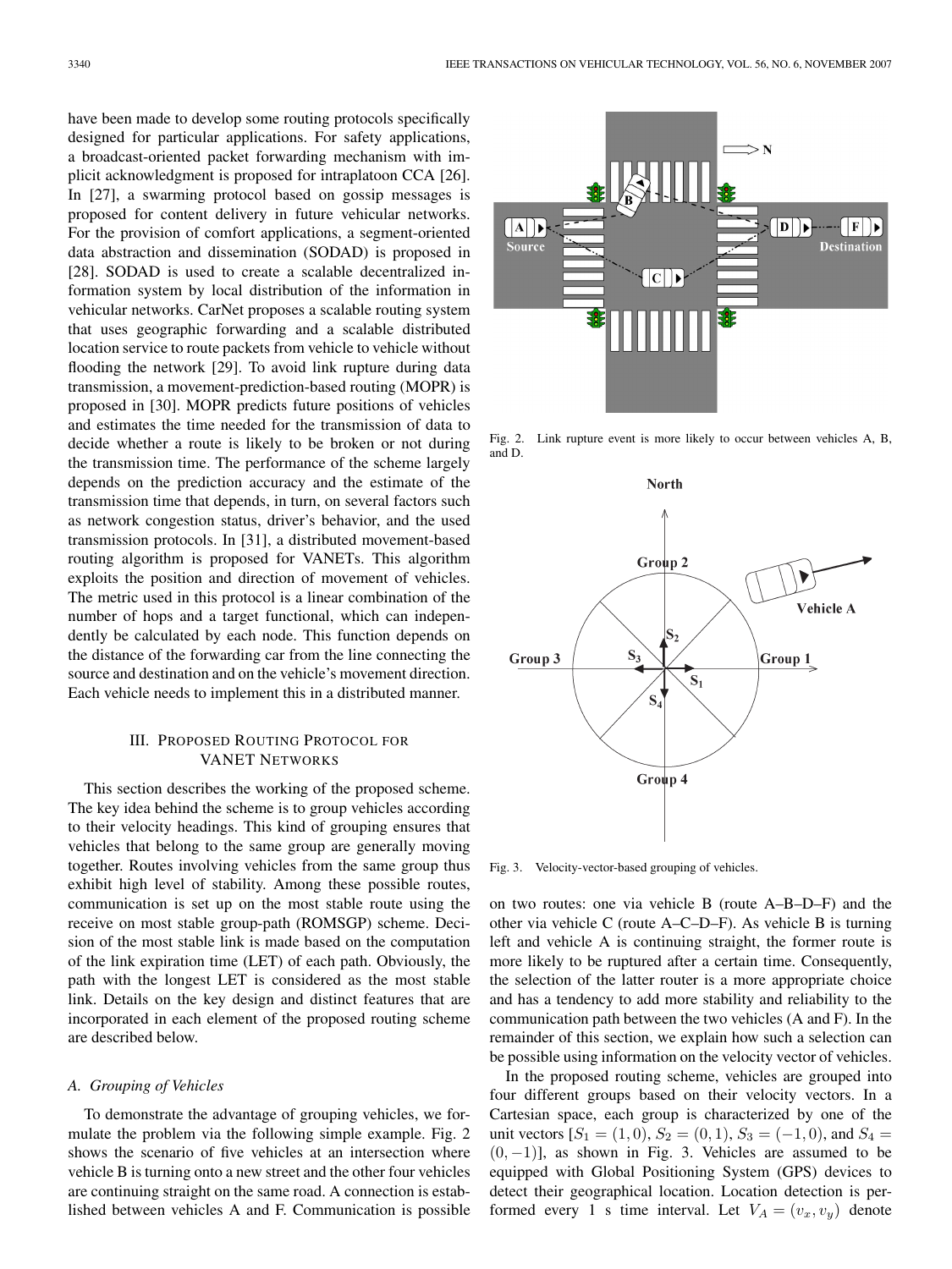have been made to develop some routing protocols specifically designed for particular applications. For safety applications, a broadcast-oriented packet forwarding mechanism with implicit acknowledgment is proposed for intraplatoon CCA [26]. In [27], a swarming protocol based on gossip messages is proposed for content delivery in future vehicular networks. For the provision of comfort applications, a segment-oriented data abstraction and dissemination (SODAD) is proposed in [28]. SODAD is used to create a scalable decentralized information system by local distribution of the information in vehicular networks. CarNet proposes a scalable routing system that uses geographic forwarding and a scalable distributed location service to route packets from vehicle to vehicle without flooding the network [29]. To avoid link rupture during data transmission, a movement-prediction-based routing (MOPR) is proposed in [30]. MOPR predicts future positions of vehicles and estimates the time needed for the transmission of data to decide whether a route is likely to be broken or not during the transmission time. The performance of the scheme largely depends on the prediction accuracy and the estimate of the transmission time that depends, in turn, on several factors such as network congestion status, driver's behavior, and the used transmission protocols. In [31], a distributed movement-based routing algorithm is proposed for VANETs. This algorithm exploits the position and direction of movement of vehicles. The metric used in this protocol is a linear combination of the number of hops and a target functional, which can independently be calculated by each node. This function depends on the distance of the forwarding car from the line connecting the source and destination and on the vehicle's movement direction. Each vehicle needs to implement this in a distributed manner.

## III. Proposed Routing Protocol for VANET Networks

This section describes the working of the proposed scheme. The key idea behind the scheme is to group vehicles according to their velocity headings. This kind of grouping ensures that vehicles that belong to the same group are generally moving together. Routes involving vehicles from the same group thus exhibit high level of stability. Among these possible routes, communication is set up on the most stable route using the receive on most stable group-path (ROMSGP) scheme. Decision of the most stable link is made based on the computation of the link expiration time (LET) of each path. Obviously, the path with the longest LET is considered as the most stable link. Details on the key design and distinct features that are incorporated in each element of the proposed routing scheme are described below.

### A. Grouping of Vehicles

To demonstrate the advantage of grouping vehicles, we formulate the problem via the following simple example. Fig. 2 shows the scenario of five vehicles at an intersection where vehicle B is turning onto a new street and the other four vehicles are continuing straight on the same road. A connection is established between vehicles A and F. Communication is possible on two routes: one via vehicle B (route A–B–D–F) and the other via vehicle C (route A–C–D–F). As vehicle B is turning left and vehicle A is continuing straight, the former route is more likely to be ruptured after a certain time. Consequently, the selection of the latter router is a more appropriate choice and has a tendency to add more stability and reliability to the communication path between the two vehicles (A and F). In the remainder of this section, we explain how such a selection can be possible using information on the velocity vector of vehicles.

N

A

Source

B

C

D

F

Destination

Fig. 2. Link rupture event is more likely to occur between vehicles A, B, and D.

North

Group 2

Vehicle A

Group 3

Group 1

$S_2$

$S_3$

$S_1$

$S_4$

Group 4

Fig. 3. Velocity-vector-based grouping of vehicles.

In the proposed routing scheme, vehicles are grouped into four different groups based on their velocity vectors. In a Cartesian space, each group is characterized by one of the unit vectors [$S_1 = (1, 0)$, $S_2 = (0, 1)$, $S_3 = (-1, 0)$, and $S_4 = (0, -1)$], as shown in Fig. 3. Vehicles are assumed to be equipped with Global Positioning System (GPS) devices to detect their geographical location. Location detection is performed every 1 s time interval. Let $V_A = (v_x, v_y)$ denote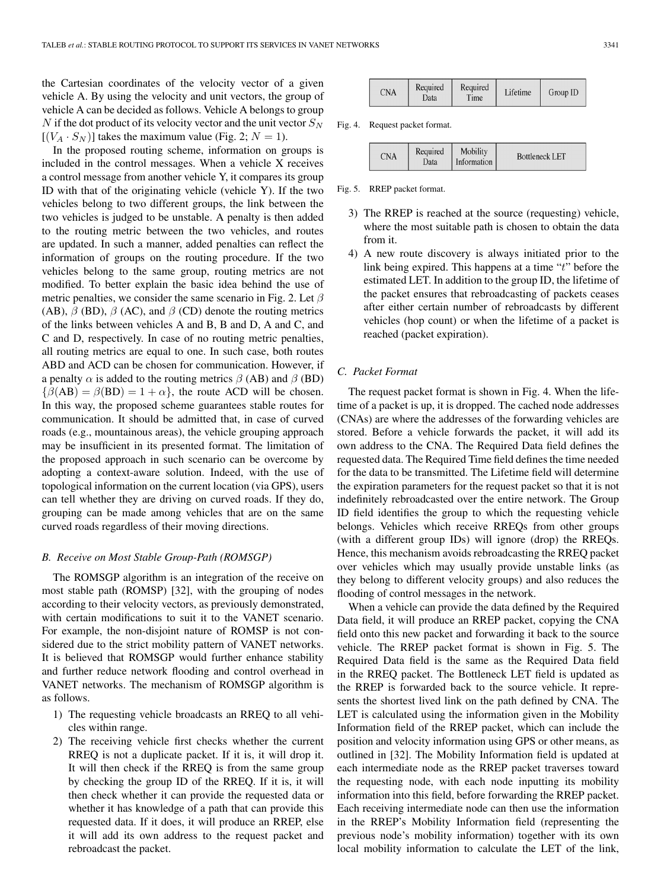the Cartesian coordinates of the velocity vector of a given vehicle A. By using the velocity and unit vectors, the group of vehicle A can be decided as follows. Vehicle A belongs to group $N$ if the dot product of its velocity vector and the unit vector $S_N$ $[(V_A \cdot S_N)]$ takes the maximum value (Fig. 2; $N = 1$).

In the proposed routing scheme, information on groups is included in the control messages. When a vehicle X receives a control message from another vehicle Y, it compares its group ID with that of the originating vehicle (vehicle Y). If the two vehicles belong to two different groups, the link between the two vehicles is judged to be unstable. A penalty is then added to the routing metric between the two vehicles, and routes are updated. In such a manner, added penalties can reflect the information of groups on the routing procedure. If the two vehicles belong to the same group, routing metrics are not modified. To better explain the basic idea behind the use of metric penalties, we consider the same scenario in Fig. 2. Let $\beta$ (AB), $\beta$ (BD), $\beta$ (AC), and $\beta$ (CD) denote the routing metrics of the links between vehicles A and B, B and D, A and C, and C and D, respectively. In case of no routing metric penalties, all routing metrics are equal to one. In such case, both routes ABD and ACD can be chosen for communication. However, if a penalty $\alpha$ is added to the routing metrics $\beta$ (AB) and $\beta$ (BD) $\{\beta(\text{AB}) = \beta(\text{BD}) = 1 + \alpha\}$, the route ACD will be chosen. In this way, the proposed scheme guarantees stable routes for communication. It should be admitted that, in case of curved roads (e.g., mountainous areas), the vehicle grouping approach may be insufficient in its presented format. The limitation of the proposed approach in such scenario can be overcome by adopting a context-aware solution. Indeed, with the use of topological information on the current location (via GPS), users can tell whether they are driving on curved roads. If they do, grouping can be made among vehicles that are on the same curved roads regardless of their moving directions.

### B. Receive on Most Stable Group-Path (ROMSGP)

The ROMSGP algorithm is an integration of the receive on most stable path (ROMSP) [32], with the grouping of nodes according to their velocity vectors, as previously demonstrated, with certain modifications to suit it to the VANET scenario. For example, the non-disjoint nature of ROMSP is not considered due to the strict mobility pattern of VANET networks. It is believed that ROMSGP would further enhance stability and further reduce network flooding and control overhead in VANET networks. The mechanism of ROMSGP algorithm is as follows.

1) The requesting vehicle broadcasts an RREQ to all vehicles within range.
2) The receiving vehicle first checks whether the current RREQ is not a duplicate packet. If it is, it will drop it. It will then check if the RREQ is from the same group by checking the group ID of the RREQ. If it is, it will then check whether it can provide the requested data or whether it has knowledge of a path that can provide this requested data. If it does, it will produce an RREP, else it will add its own address to the request packet and rebroadcast the packet.
3) The RREP is reached at the source (requesting) vehicle, where the most suitable path is chosen to obtain the data from it.
4) A new route discovery is always initiated prior to the link being expired. This happens at a time "$t$" before the estimated LET. In addition to the group ID, the lifetime of the packet ensures that rebroadcasting of packets ceases after either certain number of rebroadcasts by different vehicles (hop count) or when the lifetime of a packet is reached (packet expiration).

| CNA | Required Data | Required Time | Lifetime | Group ID |
|---|---|---|---|---|

Fig. 4. Request packet format.

| CNA | Required Data | Mobility Information | Bottleneck LET |
|---|---|---|---|

Fig. 5. RREP packet format.

### C. Packet Format

The request packet format is shown in Fig. 4. When the lifetime of a packet is up, it is dropped. The cached node addresses (CNAs) are where the addresses of the forwarding vehicles are stored. Before a vehicle forwards the packet, it will add its own address to the CNA. The Required Data field defines the requested data. The Required Time field defines the time needed for the data to be transmitted. The Lifetime field will determine the expiration parameters for the request packet so that it is not indefinitely rebroadcasted over the entire network. The Group ID field identifies the group to which the requesting vehicle belongs. Vehicles which receive RREQs from other groups (with a different group IDs) will ignore (drop) the RREQs. Hence, this mechanism avoids rebroadcasting the RREQ packet over vehicles which may usually provide unstable links (as they belong to different velocity groups) and also reduces the flooding of control messages in the network.

When a vehicle can provide the data defined by the Required Data field, it will produce an RREP packet, copying the CNA field onto this new packet and forwarding it back to the source vehicle. The RREP packet format is shown in Fig. 5. The Required Data field is the same as the Required Data field in the RREQ packet. The Bottleneck LET field is updated as the RREP is forwarded back to the source vehicle. It represents the shortest lived link on the path defined by CNA. The LET is calculated using the information given in the Mobility Information field of the RREP packet, which can include the position and velocity information using GPS or other means, as outlined in [32]. The Mobility Information field is updated at each intermediate node as the RREP packet traverses toward the requesting node, with each node inputting its mobility information into this field, before forwarding the RREP packet. Each receiving intermediate node can then use the information in the RREP's Mobility Information field (representing the previous node's mobility information) together with its own local mobility information to calculate the LET of the link,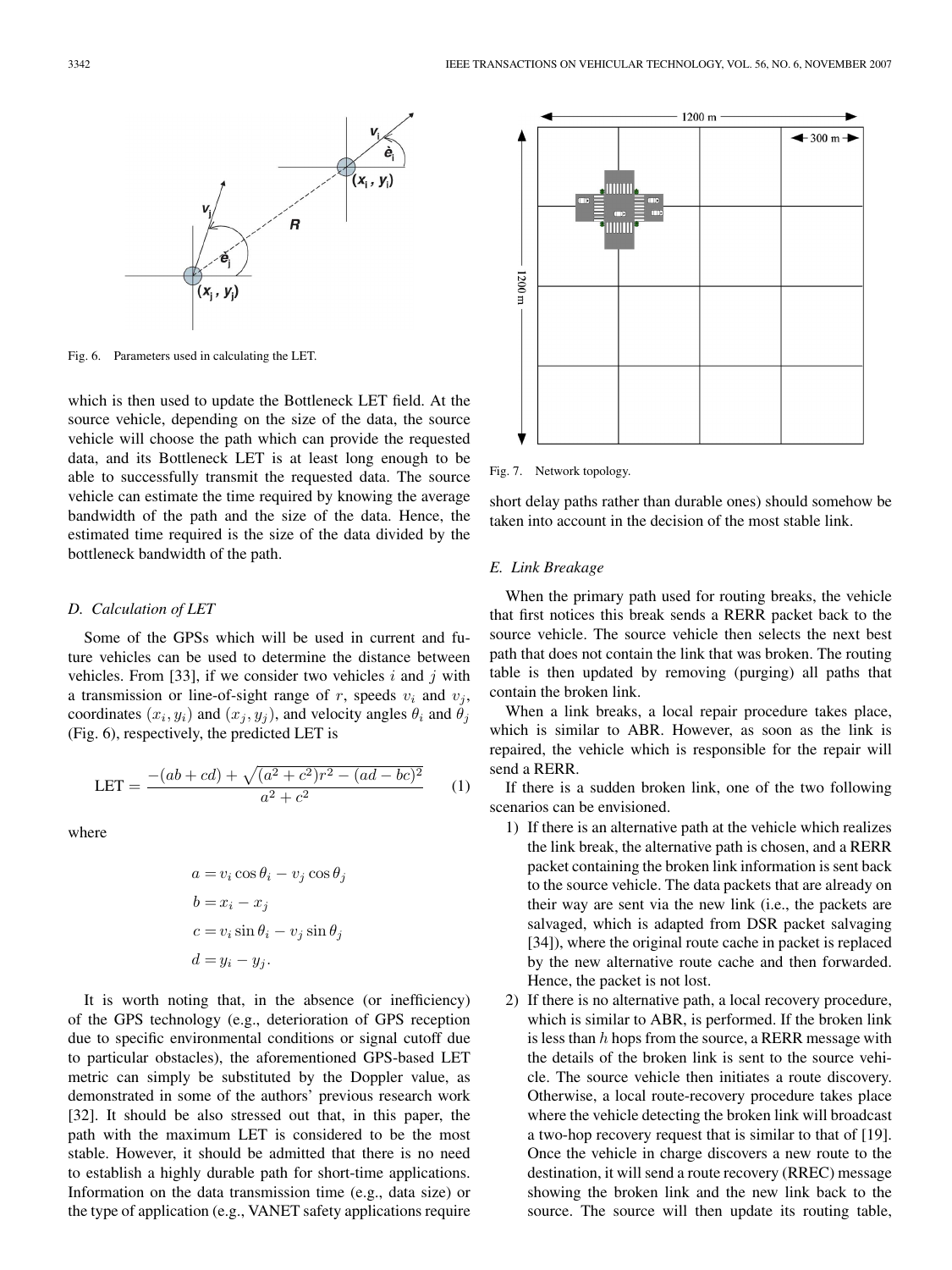Fig. 6. Parameters used in calculating the LET.

which is then used to update the Bottleneck LET field. At the source vehicle, depending on the size of the data, the source vehicle will choose the path which can provide the requested data, and its Bottleneck LET is at least long enough to be able to successfully transmit the requested data. The source vehicle can estimate the time required by knowing the average bandwidth of the path and the size of the data. Hence, the estimated time required is the size of the data divided by the bottleneck bandwidth of the path.

### *D. Calculation of LET*

Some of the GPSs which will be used in current and future vehicles can be used to determine the distance between vehicles. From [33], if we consider two vehicles $i$ and $j$ with a transmission or line-of-sight range of $r$, speeds $v_i$ and $v_j$, coordinates $(x_i, y_i)$ and $(x_j, y_j)$, and velocity angles $\theta_i$ and $\theta_j$ (Fig. 6), respectively, the predicted LET is

$$\text{LET} = \frac{-(ab+cd) + \sqrt{(a^2+c^2)r^2 - (ad-bc)^2}}{a^2+c^2} \tag{1}$$

where

$$\begin{aligned} a &= v_i \cos\theta_i - v_j \cos\theta_j \\ b &= x_i - x_j \\ c &= v_i \sin\theta_i - v_j \sin\theta_j \\ d &= y_i - y_j. \end{aligned}$$

It is worth noting that, in the absence (or inefficiency) of the GPS technology (e.g., deterioration of GPS reception due to specific environmental conditions or signal cutoff due to particular obstacles), the aforementioned GPS-based LET metric can simply be substituted by the Doppler value, as demonstrated in some of the authors' previous research work [32]. It should be also stressed out that, in this paper, the path with the maximum LET is considered to be the most stable. However, it should be admitted that there is no need to establish a highly durable path for short-time applications. Information on the data transmission time (e.g., data size) or the type of application (e.g., VANET safety applications require short delay paths rather than durable ones) should somehow be taken into account in the decision of the most stable link.

Fig. 7. Network topology.

### *E. Link Breakage*

When the primary path used for routing breaks, the vehicle that first notices this break sends a RERR packet back to the source vehicle. The source vehicle then selects the next best path that does not contain the link that was broken. The routing table is then updated by removing (purging) all paths that contain the broken link.

When a link breaks, a local repair procedure takes place, which is similar to ABR. However, as soon as the link is repaired, the vehicle which is responsible for the repair will send a RERR.

If there is a sudden broken link, one of the two following scenarios can be envisioned.

1) If there is an alternative path at the vehicle which realizes the link break, the alternative path is chosen, and a RERR packet containing the broken link information is sent back to the source vehicle. The data packets that are already on their way are sent via the new link (i.e., the packets are salvaged, which is adapted from DSR packet salvaging [34]), where the original route cache in packet is replaced by the new alternative route cache and then forwarded. Hence, the packet is not lost.
2) If there is no alternative path, a local recovery procedure, which is similar to ABR, is performed. If the broken link is less than $h$ hops from the source, a RERR message with the details of the broken link is sent to the source vehicle. The source vehicle then initiates a route discovery. Otherwise, a local route-recovery procedure takes place where the vehicle detecting the broken link will broadcast a two-hop recovery request that is similar to that of [19]. Once the vehicle in charge discovers a new route to the destination, it will send a route recovery (RREC) message showing the broken link and the new link back to the source. The source will then update its routing table,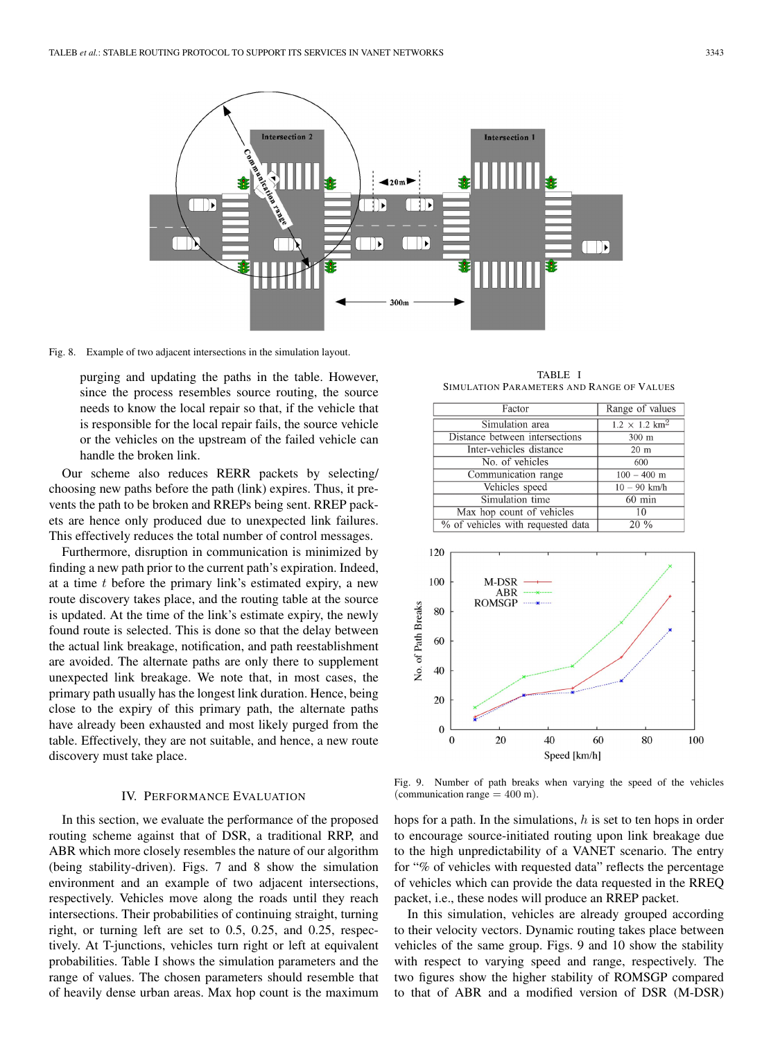Fig. 8. Example of two adjacent intersections in the simulation layout.

purging and updating the paths in the table. However, since the process resembles source routing, the source needs to know the local repair so that, if the vehicle that is responsible for the local repair fails, the source vehicle or the vehicles on the upstream of the failed vehicle can handle the broken link.

Our scheme also reduces RERR packets by selecting/choosing new paths before the path (link) expires. Thus, it prevents the path to be broken and RREPs being sent. RREP packets are hence only produced due to unexpected link failures. This effectively reduces the total number of control messages.

Furthermore, disruption in communication is minimized by finding a new path prior to the current path's expiration. Indeed, at a time $t$ before the primary link's estimated expiry, a new route discovery takes place, and the routing table at the source is updated. At the time of the link's estimate expiry, the newly found route is selected. This is done so that the delay between the actual link breakage, notification, and path reestablishment are avoided. The alternate paths are only there to supplement unexpected link breakage. We note that, in most cases, the primary path usually has the longest link duration. Hence, being close to the expiry of this primary path, the alternate paths have already been exhausted and most likely purged from the table. Effectively, they are not suitable, and hence, a new route discovery must take place.

TABLE I
SIMULATION PARAMETERS AND RANGE OF VALUES

| Factor | Range of values |
|---|---|
| Simulation area | $1.2 \times 1.2$ km$^2$ |
| Distance between intersections | 300 m |
| Inter-vehicles distance | 20 m |
| No. of vehicles | 600 |
| Communication range | 100 – 400 m |
| Vehicles speed | 10 – 90 km/h |
| Simulation time | 60 min |
| Max hop count of vehicles | 10 |
| % of vehicles with requested data | 20 % |

Fig. 9. Number of path breaks when varying the speed of the vehicles (communication range = 400 m).

## IV. Performance Evaluation

In this section, we evaluate the performance of the proposed routing scheme against that of DSR, a traditional RRP, and ABR which more closely resembles the nature of our algorithm (being stability-driven). Figs. 7 and 8 show the simulation environment and an example of two adjacent intersections, respectively. Vehicles move along the roads until they reach intersections. Their probabilities of continuing straight, turning right, or turning left are set to 0.5, 0.25, and 0.25, respectively. At T-junctions, vehicles turn right or left at equivalent probabilities. Table I shows the simulation parameters and the range of values. The chosen parameters should resemble that of heavily dense urban areas. Max hop count is the maximum hops for a path. In the simulations, $h$ is set to ten hops in order to encourage source-initiated routing upon link breakage due to the high unpredictability of a VANET scenario. The entry for "% of vehicles with requested data" reflects the percentage of vehicles which can provide the data requested in the RREQ packet, i.e., these nodes will produce an RREP packet.

In this simulation, vehicles are already grouped according to their velocity vectors. Dynamic routing takes place between vehicles of the same group. Figs. 9 and 10 show the stability with respect to varying speed and range, respectively. The two figures show the higher stability of ROMSGP compared to that of ABR and a modified version of DSR (M-DSR)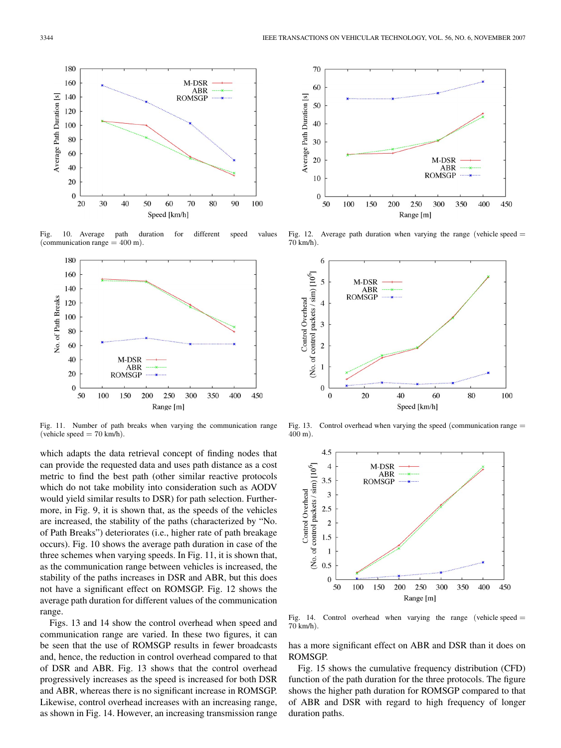Fig. 10. Average path duration for different speed values (communication range = 400 m).

Fig. 11. Number of path breaks when varying the communication range (vehicle speed = 70 km/h).

Fig. 12. Average path duration when varying the range (vehicle speed = 70 km/h).

Fig. 13. Control overhead when varying the speed (communication range = 400 m).

Fig. 14. Control overhead when varying the range (vehicle speed = 70 km/h).

which adapts the data retrieval concept of finding nodes that can provide the requested data and uses path distance as a cost metric to find the best path (other similar reactive protocols which do not take mobility into consideration such as AODV would yield similar results to DSR) for path selection. Furthermore, in Fig. 9, it is shown that, as the speeds of the vehicles are increased, the stability of the paths (characterized by "No. of Path Breaks") deteriorates (i.e., higher rate of path breakage occurs). Fig. 10 shows the average path duration in case of the three schemes when varying speeds. In Fig. 11, it is shown that, as the communication range between vehicles is increased, the stability of the paths increases in DSR and ABR, but this does not have a significant effect on ROMSGP. Fig. 12 shows the average path duration for different values of the communication range.

Figs. 13 and 14 show the control overhead when speed and communication range are varied. In these two figures, it can be seen that the use of ROMSGP results in fewer broadcasts and, hence, the reduction in control overhead compared to that of DSR and ABR. Fig. 13 shows that the control overhead progressively increases as the speed is increased for both DSR and ABR, whereas there is no significant increase in ROMSGP. Likewise, control overhead increases with an increasing range, as shown in Fig. 14. However, an increasing transmission range has a more significant effect on ABR and DSR than it does on ROMSGP.

Fig. 15 shows the cumulative frequency distribution (CFD) function of the path duration for the three protocols. The figure shows the higher path duration for ROMSGP compared to that of ABR and DSR with regard to high frequency of longer duration paths.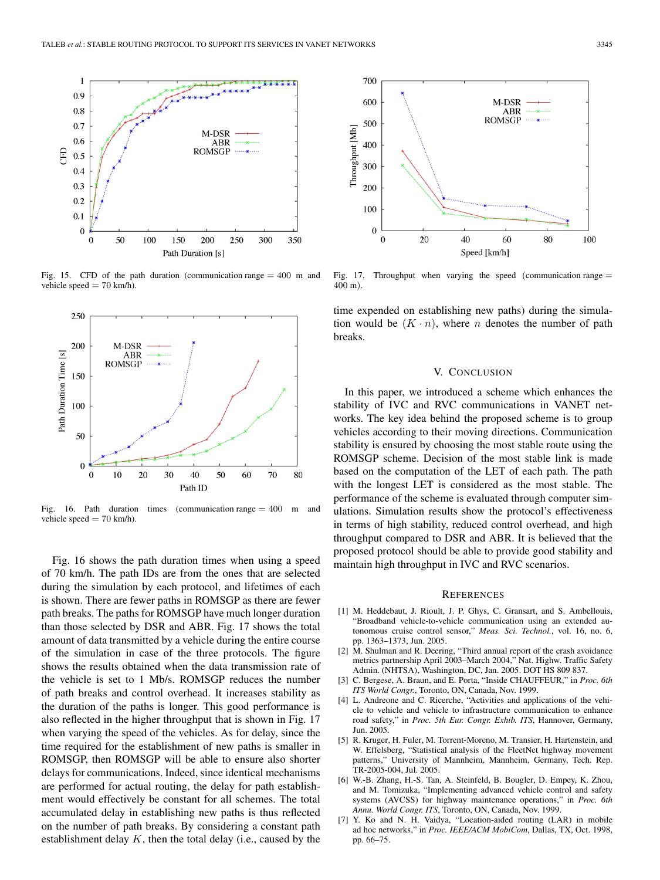1
0.9
0.8
0.7
0.6
0.5
0.4
0.3
0.2
0.1
0
CFD
0 50 100 150 200 250 300 350
Path Duration [s]
M-DSR
ABR
ROMSGP

Fig. 15. CFD of the path duration (communication range = 400 m and vehicle speed = 70 km/h).

250
200
150
100
50
0
Path Duration Time [s]
0 10 20 30 40 50 60 70 80
Path ID
M-DSR
ABR
ROMSGP

Fig. 16. Path duration times (communication range = 400 m and vehicle speed = 70 km/h).

Fig. 16 shows the path duration times when using a speed of 70 km/h. The path IDs are from the ones that are selected during the simulation by each protocol, and lifetimes of each is shown. There are fewer paths in ROMSGP as there are fewer path breaks. The paths for ROMSGP have much longer duration than those selected by DSR and ABR. Fig. 17 shows the total amount of data transmitted by a vehicle during the entire course of the simulation in case of the three protocols. The figure shows the results obtained when the data transmission rate of the vehicle is set to 1 Mb/s. ROMSGP reduces the number of path breaks and control overhead. It increases stability as the duration of the paths is longer. This good performance is also reflected in the higher throughput that is shown in Fig. 17 when varying the speed of the vehicles. As for delay, since the time required for the establishment of new paths is smaller in ROMSGP, then ROMSGP will be able to ensure also shorter delays for communications. Indeed, since identical mechanisms are performed for actual routing, the delay for path establishment would effectively be constant for all schemes. The total accumulated delay in establishing new paths is thus reflected on the number of path breaks. By considering a constant path establishment delay $K$, then the total delay (i.e., caused by the time expended on establishing new paths) during the simulation would be $(K \cdot n)$, where $n$ denotes the number of path breaks.

700
600
500
400
300
200
100
0
Throughput [Mb]
0 20 40 60 80 100
Speed [km/h]
M-DSR
ABR
ROMSGP

Fig. 17. Throughput when varying the speed (communication range = 400 m).

## V. Conclusion

In this paper, we introduced a scheme which enhances the stability of IVC and RVC communications in VANET networks. The key idea behind the proposed scheme is to group vehicles according to their moving directions. Communication stability is ensured by choosing the most stable route using the ROMSGP scheme. Decision of the most stable link is made based on the computation of the LET of each path. The path with the longest LET is considered as the most stable. The performance of the scheme is evaluated through computer simulations. Simulation results show the protocol's effectiveness in terms of high stability, reduced control overhead, and high throughput compared to DSR and ABR. It is believed that the proposed protocol should be able to provide good stability and maintain high throughput in IVC and RVC scenarios.

## References

[1] M. Heddebaut, J. Rioult, J. P. Ghys, C. Gransart, and S. Ambellouis, "Broadband vehicle-to-vehicle communication using an extended autonomous cruise control sensor," *Meas. Sci. Technol.*, vol. 16, no. 6, pp. 1363–1373, Jun. 2005.

[2] M. Shulman and R. Deering, "Third annual report of the crash avoidance metrics partnership April 2003–March 2004," Nat. Highw. Traffic Safety Admin. (NHTSA), Washington, DC, Jan. 2005. DOT HS 809 837.

[3] C. Bergese, A. Braun, and E. Porta, "Inside CHAUFFEUR," in *Proc. 6th ITS World Congr.*, Toronto, ON, Canada, Nov. 1999.

[4] L. Andreone and C. Ricerche, "Activities and applications of the vehicle to vehicle and vehicle to infrastructure communication to enhance road safety," in *Proc. 5th Eur. Congr. Exhib. ITS*, Hannover, Germany, Jun. 2005.

[5] R. Kruger, H. Fuler, M. Torrent-Moreno, M. Transier, H. Hartenstein, and W. Effelsberg, "Statistical analysis of the FleetNet highway movement patterns," University of Mannheim, Mannheim, Germany, Tech. Rep. TR-2005-004, Jul. 2005.

[6] W.-B. Zhang, H.-S. Tan, A. Steinfeld, B. Bougler, D. Empey, K. Zhou, and M. Tomizuka, "Implementing advanced vehicle control and safety systems (AVCSS) for highway maintenance operations," in *Proc. 6th Annu. World Congr. ITS*, Toronto, ON, Canada, Nov. 1999.

[7] Y. Ko and N. H. Vaidya, "Location-aided routing (LAR) in mobile ad hoc networks," in *Proc. IEEE/ACM MobiCom*, Dallas, TX, Oct. 1998, pp. 66–75.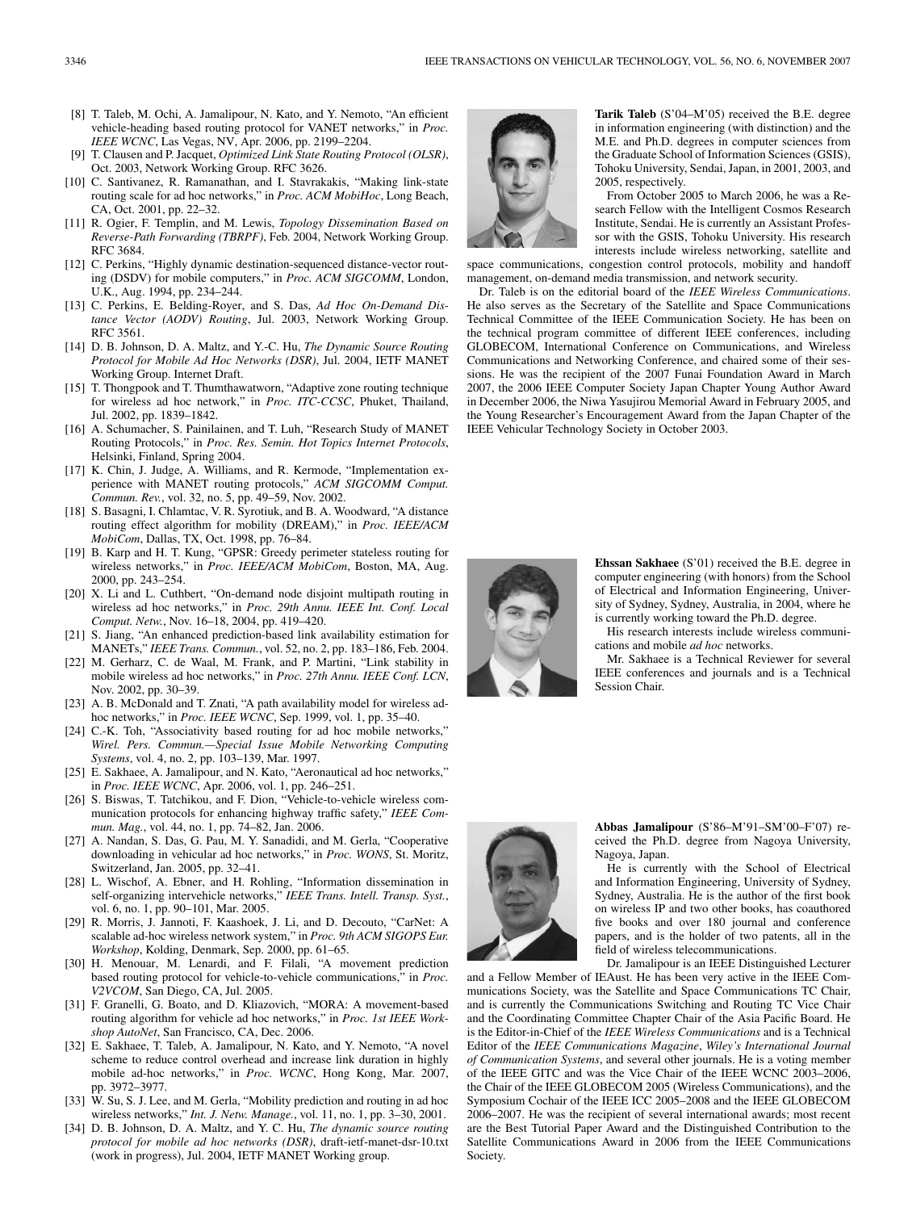[8] T. Taleb, M. Ochi, A. Jamalipour, N. Kato, and Y. Nemoto, "An efficient vehicle-heading based routing protocol for VANET networks," in *Proc. IEEE WCNC*, Las Vegas, NV, Apr. 2006, pp. 2199–2204.

[9] T. Clausen and P. Jacquet, *Optimized Link State Routing Protocol (OLSR)*, Oct. 2003, Network Working Group. RFC 3626.

[10] C. Santivanez, R. Ramanathan, and I. Stavrakakis, "Making link-state routing scale for ad hoc networks," in *Proc. ACM MobiHoc*, Long Beach, CA, Oct. 2001, pp. 22–32.

[11] R. Ogier, F. Templin, and M. Lewis, *Topology Dissemination Based on Reverse-Path Forwarding (TBRPF)*, Feb. 2004, Network Working Group. RFC 3684.

[12] C. Perkins, "Highly dynamic destination-sequenced distance-vector routing (DSDV) for mobile computers," in *Proc. ACM SIGCOMM*, London, U.K., Aug. 1994, pp. 234–244.

[13] C. Perkins, E. Belding-Royer, and S. Das, *Ad Hoc On-Demand Distance Vector (AODV) Routing*, Jul. 2003, Network Working Group. RFC 3561.

[14] D. B. Johnson, D. A. Maltz, and Y.-C. Hu, *The Dynamic Source Routing Protocol for Mobile Ad Hoc Networks (DSR)*, Jul. 2004, IETF MANET Working Group. Internet Draft.

[15] T. Thongpook and T. Thumthawatworn, "Adaptive zone routing technique for wireless ad hoc network," in *Proc. ITC-CCSC*, Phuket, Thailand, Jul. 2002, pp. 1839–1842.

[16] A. Schumacher, S. Painilainen, and T. Luh, "Research Study of MANET Routing Protocols," in *Proc. Res. Semin. Hot Topics Internet Protocols*, Helsinki, Finland, Spring 2004.

[17] K. Chin, J. Judge, A. Williams, and R. Kermode, "Implementation experience with MANET routing protocols," *ACM SIGCOMM Comput. Commun. Rev.*, vol. 32, no. 5, pp. 49–59, Nov. 2002.

[18] S. Basagni, I. Chlamtac, V. R. Syrotiuk, and B. A. Woodward, "A distance routing effect algorithm for mobility (DREAM)," in *Proc. IEEE/ACM MobiCom*, Dallas, TX, Oct. 1998, pp. 76–84.

[19] B. Karp and H. T. Kung, "GPSR: Greedy perimeter stateless routing for wireless networks," in *Proc. IEEE/ACM MobiCom*, Boston, MA, Aug. 2000, pp. 243–254.

[20] X. Li and L. Cuthbert, "On-demand node disjoint multipath routing in wireless ad hoc networks," in *Proc. 29th Annu. IEEE Int. Conf. Local Comput. Netw.*, Nov. 16–18, 2004, pp. 419–420.

[21] S. Jiang, "An enhanced prediction-based link availability estimation for MANETs," *IEEE Trans. Commun.*, vol. 52, no. 2, pp. 183–186, Feb. 2004.

[22] M. Gerharz, C. de Waal, M. Frank, and P. Martini, "Link stability in mobile wireless ad hoc networks," in *Proc. 27th Annu. IEEE Conf. LCN*, Nov. 2002, pp. 30–39.

[23] A. B. McDonald and T. Znati, "A path availability model for wireless ad-hoc networks," in *Proc. IEEE WCNC*, Sep. 1999, vol. 1, pp. 35–40.

[24] C.-K. Toh, "Associativity based routing for ad hoc mobile networks," *Wirel. Pers. Commun.—Special Issue Mobile Networking Computing Systems*, vol. 4, no. 2, pp. 103–139, Mar. 1997.

[25] E. Sakhaee, A. Jamalipour, and N. Kato, "Aeronautical ad hoc networks," in *Proc. IEEE WCNC*, Apr. 2006, vol. 1, pp. 246–251.

[26] S. Biswas, T. Tatchikou, and F. Dion, "Vehicle-to-vehicle wireless communication protocols for enhancing highway traffic safety," *IEEE Commun. Mag.*, vol. 44, no. 1, pp. 74–82, Jan. 2006.

[27] A. Nandan, S. Das, G. Pau, M. Y. Sanadidi, and M. Gerla, "Cooperative downloading in vehicular ad hoc networks," in *Proc. WONS*, St. Moritz, Switzerland, Jan. 2005, pp. 32–41.

[28] L. Wischof, A. Ebner, and H. Rohling, "Information dissemination in self-organizing intervehicle networks," *IEEE Trans. Intell. Transp. Syst.*, vol. 6, no. 1, pp. 90–101, Mar. 2005.

[29] R. Morris, J. Jannoti, F. Kaashoek, J. Li, and D. Decouto, "CarNet: A scalable ad-hoc wireless network system," in *Proc. 9th ACM SIGOPS Eur. Workshop*, Kolding, Denmark, Sep. 2000, pp. 61–65.

[30] H. Menouar, M. Lenardi, and F. Filali, "A movement prediction based routing protocol for vehicle-to-vehicle communications," in *Proc. V2VCOM*, San Diego, CA, Jul. 2005.

[31] F. Granelli, G. Boato, and D. Kliazovich, "MORA: A movement-based routing algorithm for vehicle ad hoc networks," in *Proc. 1st IEEE Workshop AutoNet*, San Francisco, CA, Dec. 2006.

[32] E. Sakhaee, T. Taleb, A. Jamalipour, N. Kato, and Y. Nemoto, "A novel scheme to reduce control overhead and increase link duration in highly mobile ad-hoc networks," in *Proc. WCNC*, Hong Kong, Mar. 2007, pp. 3972–3977.

[33] W. Su, S. J. Lee, and M. Gerla, "Mobility prediction and routing in ad hoc wireless networks," *Int. J. Netw. Manage.*, vol. 11, no. 1, pp. 3–30, 2001.

[34] D. B. Johnson, D. A. Maltz, and Y. C. Hu, *The dynamic source routing protocol for mobile ad hoc networks (DSR)*, draft-ietf-manet-dsr-10.txt (work in progress), Jul. 2004, IETF MANET Working group.

**Tarik Taleb** (S'04–M'05) received the B.E. degree in information engineering (with distinction) and the M.E. and Ph.D. degrees in computer sciences from the Graduate School of Information Sciences (GSIS), Tohoku University, Sendai, Japan, in 2001, 2003, and 2005, respectively.

From October 2005 to March 2006, he was a Research Fellow with the Intelligent Cosmos Research Institute, Sendai. He is currently an Assistant Professor with the GSIS, Tohoku University. His research interests include wireless networking, satellite and space communications, congestion control protocols, mobility and handoff management, on-demand media transmission, and network security.

Dr. Taleb is on the editorial board of the *IEEE Wireless Communications*. He also serves as the Secretary of the Satellite and Space Communications Technical Committee of the IEEE Communication Society. He has been on the technical program committee of different IEEE conferences, including GLOBECOM, International Conference on Communications, and Wireless Communications and Networking Conference, and chaired some of their sessions. He was the recipient of the 2007 Funai Foundation Award in March 2007, the 2006 IEEE Computer Society Japan Chapter Young Author Award in December 2006, the Niwa Yasujirou Memorial Award in February 2005, and the Young Researcher's Encouragement Award from the Japan Chapter of the IEEE Vehicular Technology Society in October 2003.

**Ehssan Sakhaee** (S'01) received the B.E. degree in computer engineering (with honors) from the School of Electrical and Information Engineering, University of Sydney, Sydney, Australia, in 2004, where he is currently working toward the Ph.D. degree.

His research interests include wireless communications and mobile *ad hoc* networks.

Mr. Sakhaee is a Technical Reviewer for several IEEE conferences and journals and is a Technical Session Chair.

**Abbas Jamalipour** (S'86–M'91–SM'00–F'07) received the Ph.D. degree from Nagoya University, Nagoya, Japan.

He is currently with the School of Electrical and Information Engineering, University of Sydney, Sydney, Australia. He is the author of the first book on wireless IP and two other books, has coauthored five books and over 180 journal and conference papers, and is the holder of two patents, all in the field of wireless telecommunications.

Dr. Jamalipour is an IEEE Distinguished Lecturer and a Fellow Member of IEAust. He has been very active in the IEEE Communications Society, was the Satellite and Space Communications TC Chair, and is currently the Communications Switching and Routing TC Vice Chair and the Coordinating Committee Chapter Chair of the Asia Pacific Board. He is the Editor-in-Chief of the *IEEE Wireless Communications* and is a Technical Editor of the *IEEE Communications Magazine*, *Wiley's International Journal of Communication Systems*, and several other journals. He is a voting member of the IEEE GITC and was the Vice Chair of the IEEE WCNC 2003–2006, the Chair of the IEEE GLOBECOM 2005 (Wireless Communications), and the Symposium Cochair of the IEEE ICC 2005–2008 and the IEEE GLOBECOM 2006–2007. He was the recipient of several international awards; most recent are the Best Tutorial Paper Award and the Distinguished Contribution to the Satellite Communications Award in 2006 from the IEEE Communications Society.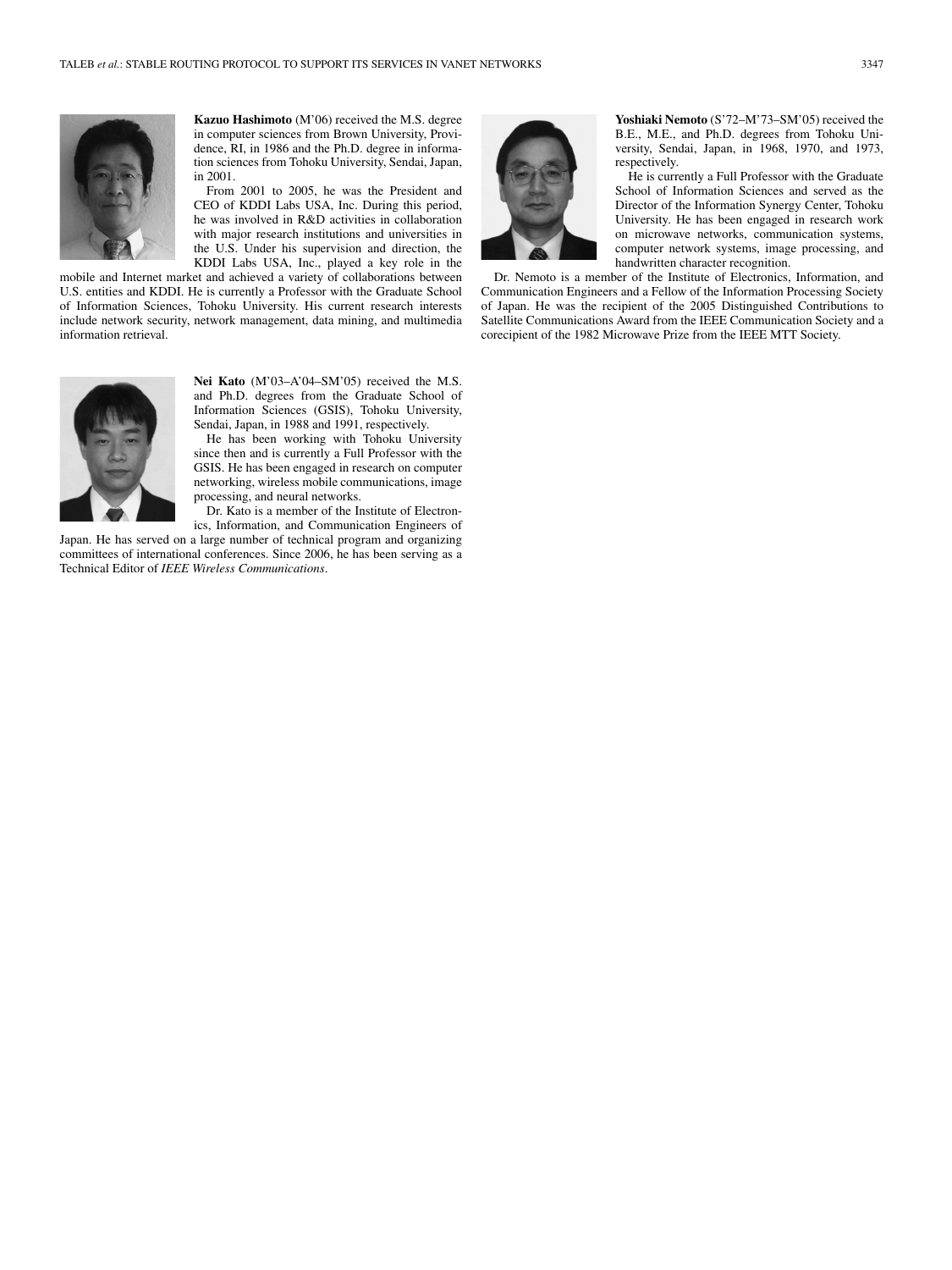**Kazuo Hashimoto** (M'06) received the M.S. degree in computer sciences from Brown University, Providence, RI, in 1986 and the Ph.D. degree in information sciences from Tohoku University, Sendai, Japan, in 2001.

From 2001 to 2005, he was the President and CEO of KDDI Labs USA, Inc. During this period, he was involved in R&D activities in collaboration with major research institutions and universities in the U.S. Under his supervision and direction, the KDDI Labs USA, Inc., played a key role in the mobile and Internet market and achieved a variety of collaborations between U.S. entities and KDDI. He is currently a Professor with the Graduate School of Information Sciences, Tohoku University. His current research interests include network security, network management, data mining, and multimedia information retrieval.

**Nei Kato** (M'03–A'04–SM'05) received the M.S. and Ph.D. degrees from the Graduate School of Information Sciences (GSIS), Tohoku University, Sendai, Japan, in 1988 and 1991, respectively.

He has been working with Tohoku University since then and is currently a Full Professor with the GSIS. He has been engaged in research on computer networking, wireless mobile communications, image processing, and neural networks.

Dr. Kato is a member of the Institute of Electronics, Information, and Communication Engineers of Japan. He has served on a large number of technical program and organizing committees of international conferences. Since 2006, he has been serving as a Technical Editor of *IEEE Wireless Communications*.

**Yoshiaki Nemoto** (S'72–M'73–SM'05) received the B.E., M.E., and Ph.D. degrees from Tohoku University, Sendai, Japan, in 1968, 1970, and 1973, respectively.

He is currently a Full Professor with the Graduate School of Information Sciences and served as the Director of the Information Synergy Center, Tohoku University. He has been engaged in research work on microwave networks, communication systems, computer network systems, image processing, and handwritten character recognition.

Dr. Nemoto is a member of the Institute of Electronics, Information, and Communication Engineers and a Fellow of the Information Processing Society of Japan. He was the recipient of the 2005 Distinguished Contributions to Satellite Communications Award from the IEEE Communication Society and a corecipient of the 1982 Microwave Prize from the IEEE MTT Society.